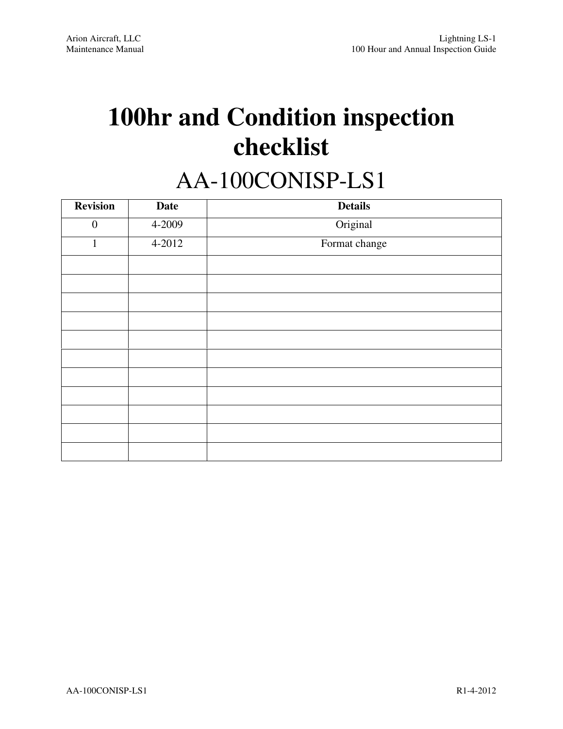# 100hr and Condition inspection checklist

## AA-100CONISP-LS1

| Revision | Date | Details |
|---|---|---|
| 0 | 4-2009 | Original |
| 1 | 4-2012 | Format change |
| | | |
| | | |
| | | |
| | | |
| | | |
| | | |
| | | |
| | | |
| | | |
| | | |
| | | |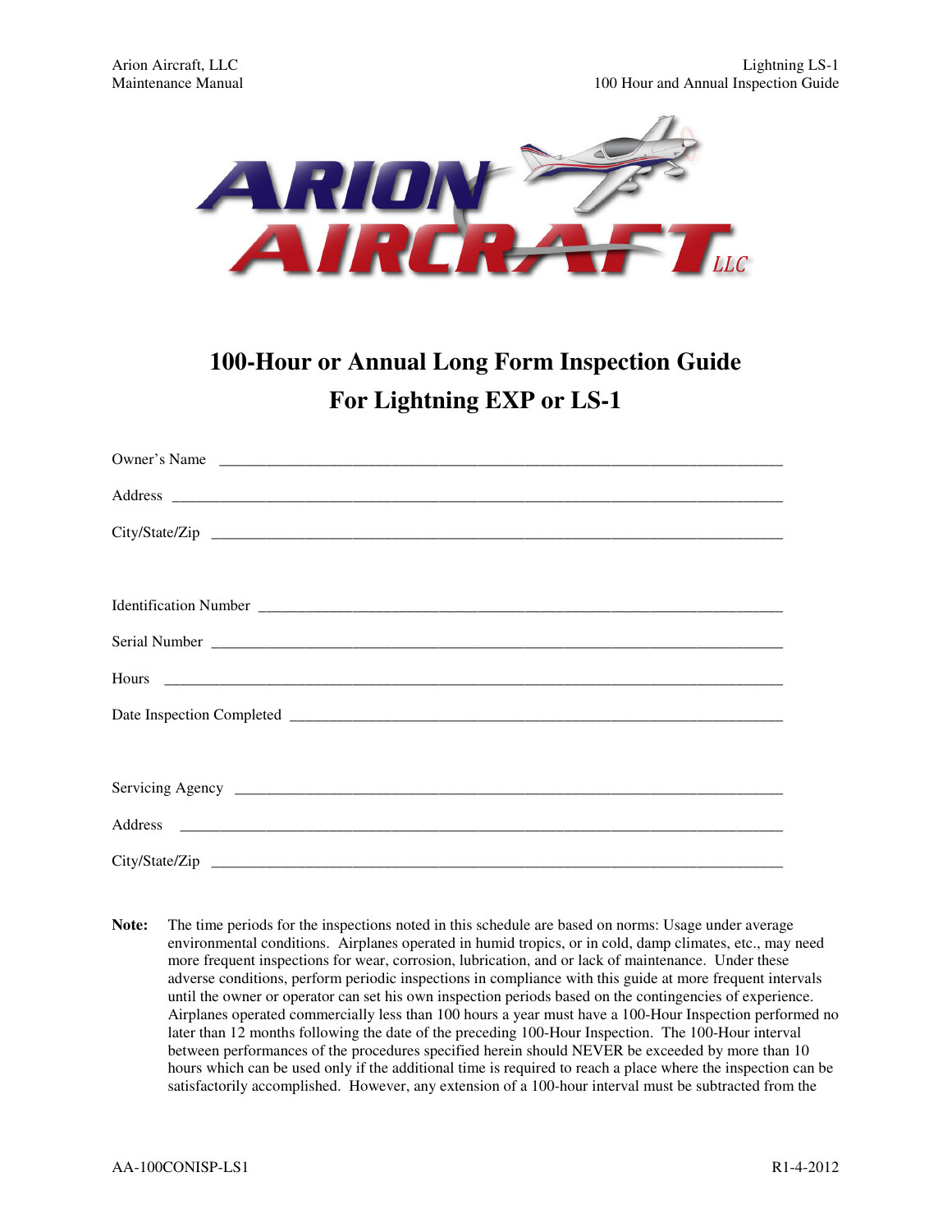# 100-Hour or Annual Long Form Inspection Guide

# For Lightning EXP or LS-1

Owner's Name ______________________________________________________________________

Address ___________________________________________________________________________

City/State/Zip _____________________________________________________________________

Identification Number _______________________________________________________________

Serial Number _____________________________________________________________________

Hours ____________________________________________________________________________

Date Inspection Completed ___________________________________________________________

Servicing Agency ___________________________________________________________________

Address ___________________________________________________________________________

City/State/Zip _____________________________________________________________________

**Note:** The time periods for the inspections noted in this schedule are based on norms: Usage under average environmental conditions. Airplanes operated in humid tropics, or in cold, damp climates, etc., may need more frequent inspections for wear, corrosion, lubrication, and or lack of maintenance. Under these adverse conditions, perform periodic inspections in compliance with this guide at more frequent intervals until the owner or operator can set his own inspection periods based on the contingencies of experience. Airplanes operated commercially less than 100 hours a year must have a 100-Hour Inspection performed no later than 12 months following the date of the preceding 100-Hour Inspection. The 100-Hour interval between performances of the procedures specified herein should NEVER be exceeded by more than 10 hours which can be used only if the additional time is required to reach a place where the inspection can be satisfactorily accomplished. However, any extension of a 100-hour interval must be subtracted from the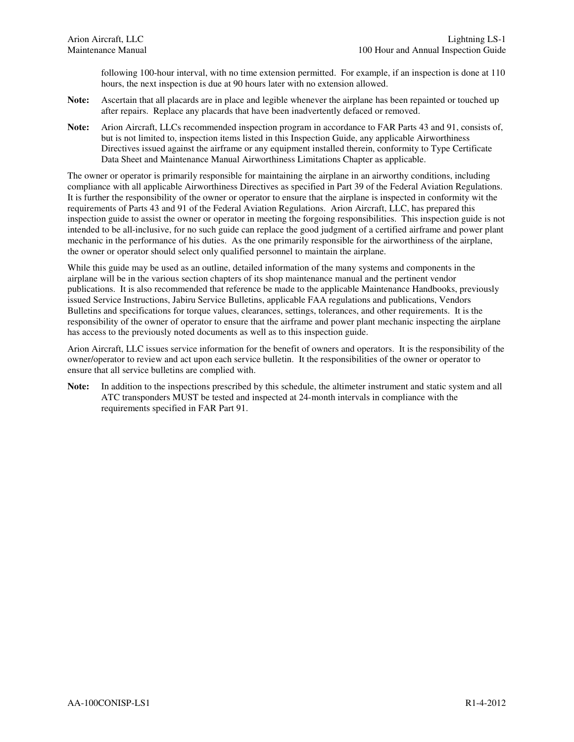following 100-hour interval, with no time extension permitted. For example, if an inspection is done at 110 hours, the next inspection is due at 90 hours later with no extension allowed.

**Note:** Ascertain that all placards are in place and legible whenever the airplane has been repainted or touched up after repairs. Replace any placards that have been inadvertently defaced or removed.

**Note:** Arion Aircraft, LLCs recommended inspection program in accordance to FAR Parts 43 and 91, consists of, but is not limited to, inspection items listed in this Inspection Guide, any applicable Airworthiness Directives issued against the airframe or any equipment installed therein, conformity to Type Certificate Data Sheet and Maintenance Manual Airworthiness Limitations Chapter as applicable.

The owner or operator is primarily responsible for maintaining the airplane in an airworthy conditions, including compliance with all applicable Airworthiness Directives as specified in Part 39 of the Federal Aviation Regulations. It is further the responsibility of the owner or operator to ensure that the airplane is inspected in conformity wit the requirements of Parts 43 and 91 of the Federal Aviation Regulations. Arion Aircraft, LLC, has prepared this inspection guide to assist the owner or operator in meeting the forgoing responsibilities. This inspection guide is not intended to be all-inclusive, for no such guide can replace the good judgment of a certified airframe and power plant mechanic in the performance of his duties. As the one primarily responsible for the airworthiness of the airplane, the owner or operator should select only qualified personnel to maintain the airplane.

While this guide may be used as an outline, detailed information of the many systems and components in the airplane will be in the various section chapters of its shop maintenance manual and the pertinent vendor publications. It is also recommended that reference be made to the applicable Maintenance Handbooks, previously issued Service Instructions, Jabiru Service Bulletins, applicable FAA regulations and publications, Vendors Bulletins and specifications for torque values, clearances, settings, tolerances, and other requirements. It is the responsibility of the owner of operator to ensure that the airframe and power plant mechanic inspecting the airplane has access to the previously noted documents as well as to this inspection guide.

Arion Aircraft, LLC issues service information for the benefit of owners and operators. It is the responsibility of the owner/operator to review and act upon each service bulletin. It the responsibilities of the owner or operator to ensure that all service bulletins are complied with.

**Note:** In addition to the inspections prescribed by this schedule, the altimeter instrument and static system and all ATC transponders MUST be tested and inspected at 24-month intervals in compliance with the requirements specified in FAR Part 91.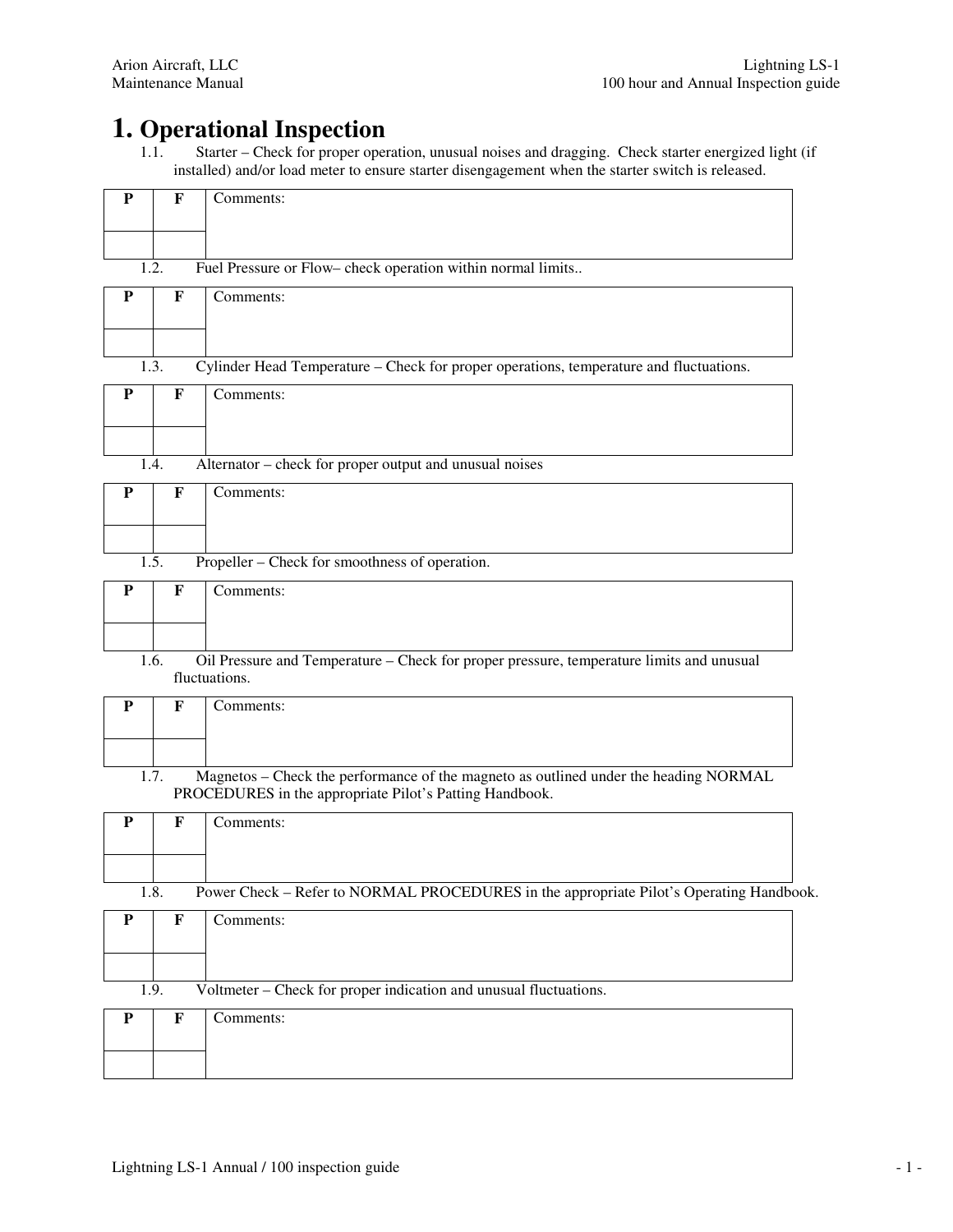# 1. Operational Inspection

1.1. Starter – Check for proper operation, unusual noises and dragging. Check starter energized light (if installed) and/or load meter to ensure starter disengagement when the starter switch is released.

| P | F | Comments: |
|---|---|---|
| | | |

1.2. Fuel Pressure or Flow– check operation within normal limits..

| P | F | Comments: |
|---|---|---|
| | | |

1.3. Cylinder Head Temperature – Check for proper operations, temperature and fluctuations.

| P | F | Comments: |
|---|---|---|
| | | |

1.4. Alternator – check for proper output and unusual noises

| P | F | Comments: |
|---|---|---|
| | | |

1.5. Propeller – Check for smoothness of operation.

| P | F | Comments: |
|---|---|---|
| | | |

1.6. Oil Pressure and Temperature – Check for proper pressure, temperature limits and unusual fluctuations.

| P | F | Comments: |
|---|---|---|
| | | |

1.7. Magnetos – Check the performance of the magneto as outlined under the heading NORMAL PROCEDURES in the appropriate Pilot's Patting Handbook.

| P | F | Comments: |
|---|---|---|
| | | |

1.8. Power Check – Refer to NORMAL PROCEDURES in the appropriate Pilot's Operating Handbook.

| P | F | Comments: |
|---|---|---|
| | | |

1.9. Voltmeter – Check for proper indication and unusual fluctuations.

| P | F | Comments: |
|---|---|---|
| | | |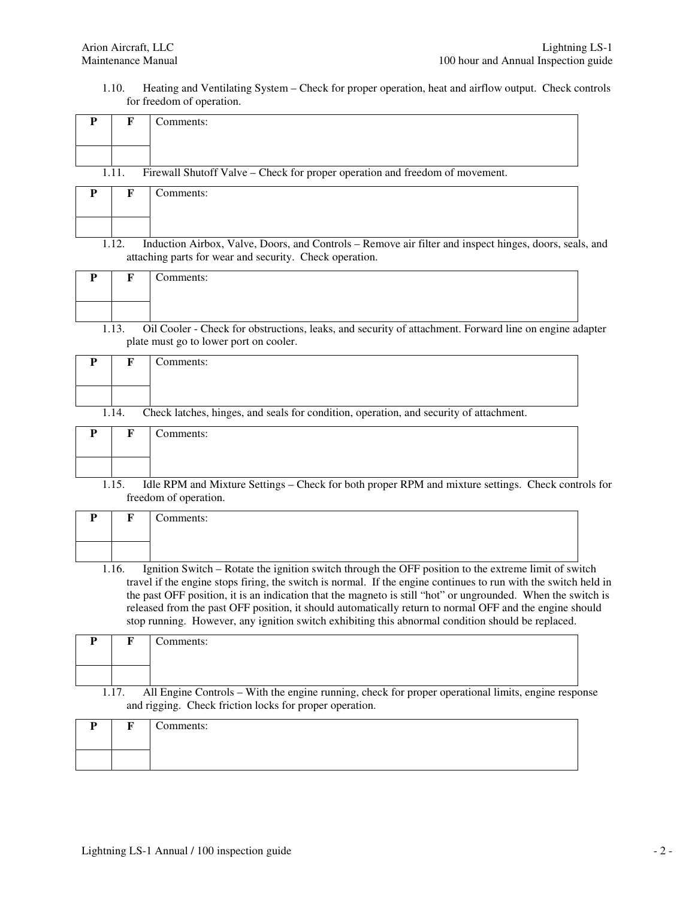1.10. Heating and Ventilating System – Check for proper operation, heat and airflow output. Check controls for freedom of operation.

| P | F | Comments: |
|---|---|---|
| | | |

1.11. Firewall Shutoff Valve – Check for proper operation and freedom of movement.

| P | F | Comments: |
|---|---|---|
| | | |

1.12. Induction Airbox, Valve, Doors, and Controls – Remove air filter and inspect hinges, doors, seals, and attaching parts for wear and security. Check operation.

| P | F | Comments: |
|---|---|---|
| | | |

1.13. Oil Cooler - Check for obstructions, leaks, and security of attachment. Forward line on engine adapter plate must go to lower port on cooler.

| P | F | Comments: |
|---|---|---|
| | | |

1.14. Check latches, hinges, and seals for condition, operation, and security of attachment.

| P | F | Comments: |
|---|---|---|
| | | |

1.15. Idle RPM and Mixture Settings – Check for both proper RPM and mixture settings. Check controls for freedom of operation.

| P | F | Comments: |
|---|---|---|
| | | |

1.16. Ignition Switch – Rotate the ignition switch through the OFF position to the extreme limit of switch travel if the engine stops firing, the switch is normal. If the engine continues to run with the switch held in the past OFF position, it is an indication that the magneto is still "hot" or ungrounded. When the switch is released from the past OFF position, it should automatically return to normal OFF and the engine should stop running. However, any ignition switch exhibiting this abnormal condition should be replaced.

| P | F | Comments: |
|---|---|---|
| | | |

1.17. All Engine Controls – With the engine running, check for proper operational limits, engine response and rigging. Check friction locks for proper operation.

| P | F | Comments: |
|---|---|---|
| | | |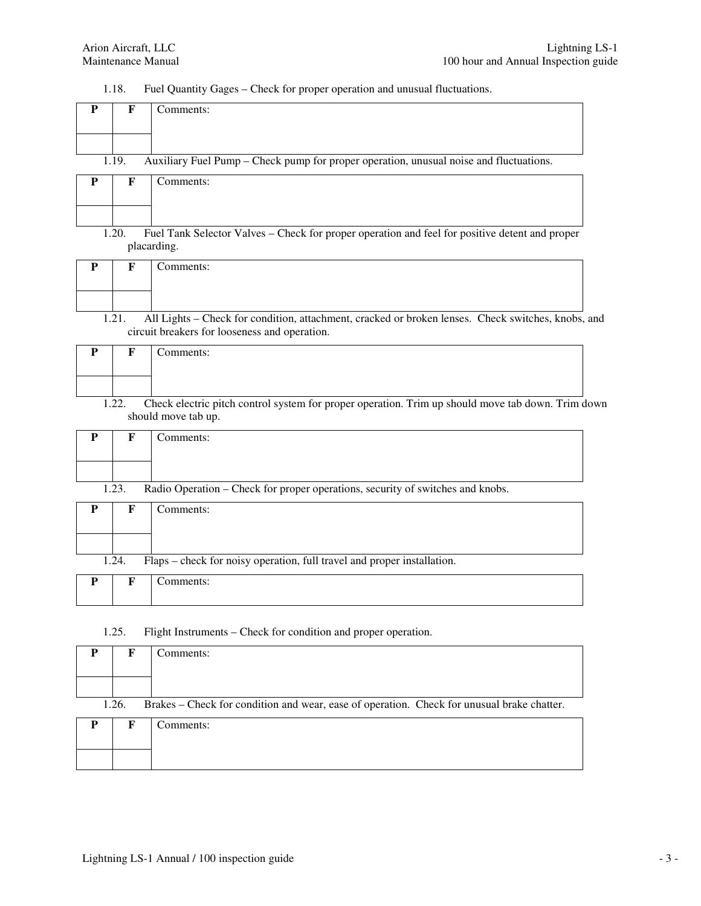1.18. Fuel Quantity Gages – Check for proper operation and unusual fluctuations.

| P | F | Comments: |
|---|---|---|
| | | |

1.19. Auxiliary Fuel Pump – Check pump for proper operation, unusual noise and fluctuations.

| P | F | Comments: |
|---|---|---|
| | | |

1.20. Fuel Tank Selector Valves – Check for proper operation and feel for positive detent and proper placarding.

| P | F | Comments: |
|---|---|---|
| | | |

1.21. All Lights – Check for condition, attachment, cracked or broken lenses. Check switches, knobs, and circuit breakers for looseness and operation.

| P | F | Comments: |
|---|---|---|
| | | |

1.22. Check electric pitch control system for proper operation. Trim up should move tab down. Trim down should move tab up.

| P | F | Comments: |
|---|---|---|
| | | |

1.23. Radio Operation – Check for proper operations, security of switches and knobs.

| P | F | Comments: |
|---|---|---|
| | | |

1.24. Flaps – check for noisy operation, full travel and proper installation.

| P | F | Comments: |
|---|---|---|

1.25. Flight Instruments – Check for condition and proper operation.

| P | F | Comments: |
|---|---|---|
| | | |

1.26. Brakes – Check for condition and wear, ease of operation. Check for unusual brake chatter.

| P | F | Comments: |
|---|---|---|
| | | |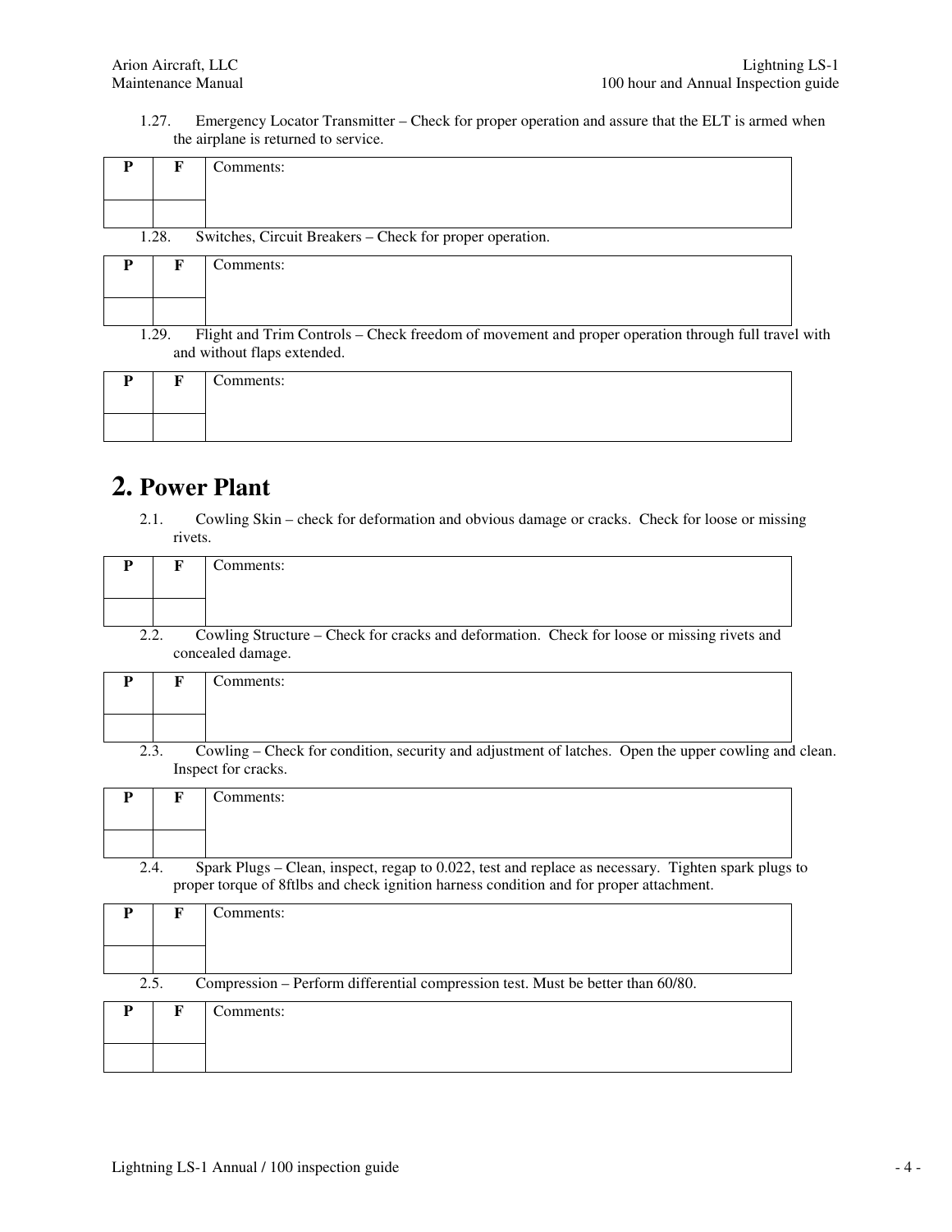1.27. Emergency Locator Transmitter – Check for proper operation and assure that the ELT is armed when the airplane is returned to service.

| P | F | Comments: |
|---|---|---|
| | | |

1.28. Switches, Circuit Breakers – Check for proper operation.

| P | F | Comments: |
|---|---|---|
| | | |

1.29. Flight and Trim Controls – Check freedom of movement and proper operation through full travel with and without flaps extended.

| P | F | Comments: |
|---|---|---|
| | | |

# 2. Power Plant

2.1. Cowling Skin – check for deformation and obvious damage or cracks. Check for loose or missing rivets.

| P | F | Comments: |
|---|---|---|
| | | |

2.2. Cowling Structure – Check for cracks and deformation. Check for loose or missing rivets and concealed damage.

| P | F | Comments: |
|---|---|---|
| | | |

2.3. Cowling – Check for condition, security and adjustment of latches. Open the upper cowling and clean. Inspect for cracks.

| P | F | Comments: |
|---|---|---|
| | | |

2.4. Spark Plugs – Clean, inspect, regap to 0.022, test and replace as necessary. Tighten spark plugs to proper torque of 8ftlbs and check ignition harness condition and for proper attachment.

| P | F | Comments: |
|---|---|---|
| | | |

2.5. Compression – Perform differential compression test. Must be better than 60/80.

| P | F | Comments: |
|---|---|---|
| | | |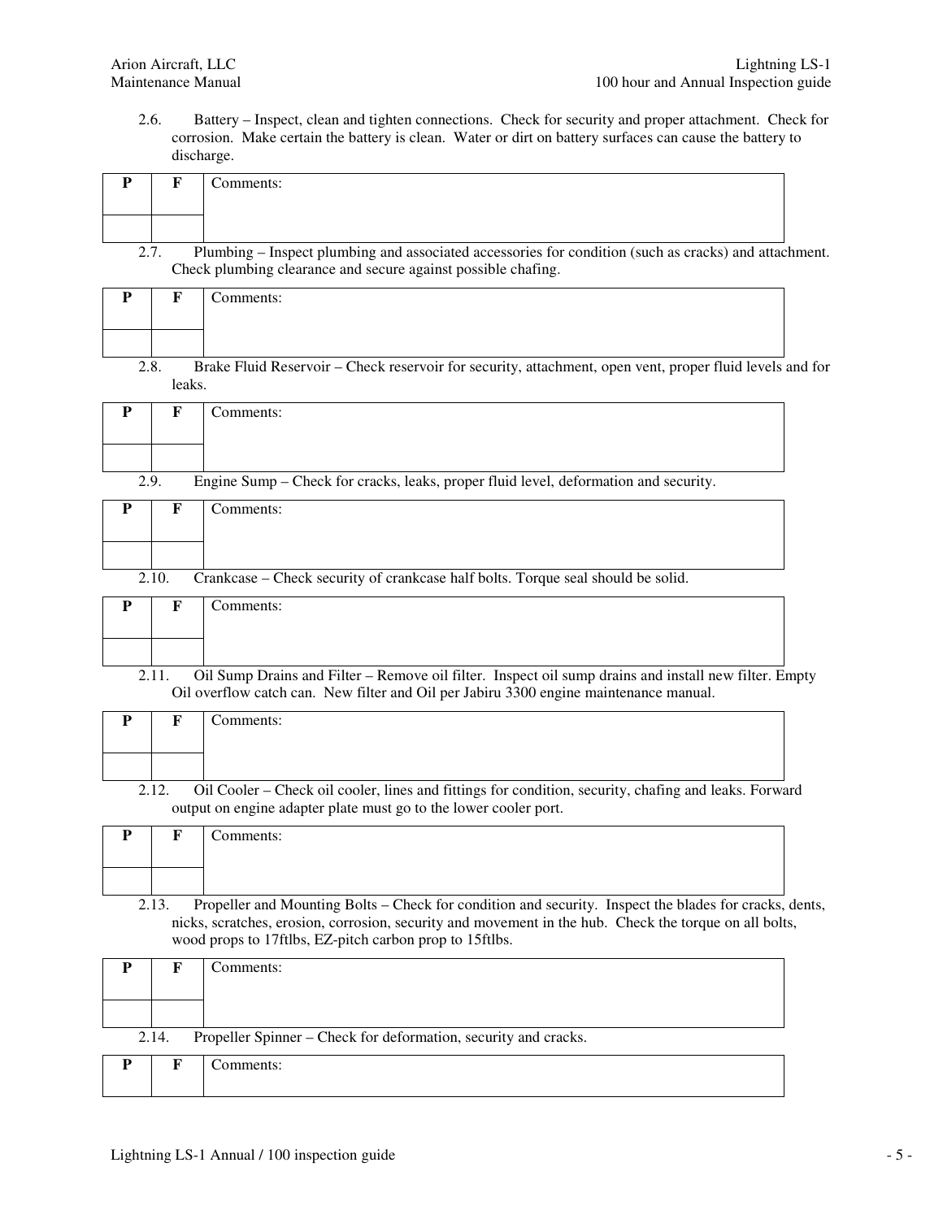2.6. Battery – Inspect, clean and tighten connections. Check for security and proper attachment. Check for corrosion. Make certain the battery is clean. Water or dirt on battery surfaces can cause the battery to discharge.

| P | F | Comments: |
|---|---|---|
| | | |

2.7. Plumbing – Inspect plumbing and associated accessories for condition (such as cracks) and attachment. Check plumbing clearance and secure against possible chafing.

| P | F | Comments: |
|---|---|---|
| | | |

2.8. Brake Fluid Reservoir – Check reservoir for security, attachment, open vent, proper fluid levels and for leaks.

| P | F | Comments: |
|---|---|---|
| | | |

2.9. Engine Sump – Check for cracks, leaks, proper fluid level, deformation and security.

| P | F | Comments: |
|---|---|---|
| | | |

2.10. Crankcase – Check security of crankcase half bolts. Torque seal should be solid.

| P | F | Comments: |
|---|---|---|
| | | |

2.11. Oil Sump Drains and Filter – Remove oil filter. Inspect oil sump drains and install new filter. Empty Oil overflow catch can. New filter and Oil per Jabiru 3300 engine maintenance manual.

| P | F | Comments: |
|---|---|---|
| | | |

2.12. Oil Cooler – Check oil cooler, lines and fittings for condition, security, chafing and leaks. Forward output on engine adapter plate must go to the lower cooler port.

| P | F | Comments: |
|---|---|---|
| | | |

2.13. Propeller and Mounting Bolts – Check for condition and security. Inspect the blades for cracks, dents, nicks, scratches, erosion, corrosion, security and movement in the hub. Check the torque on all bolts, wood props to 17ftlbs, EZ-pitch carbon prop to 15ftlbs.

| P | F | Comments: |
|---|---|---|
| | | |

2.14. Propeller Spinner – Check for deformation, security and cracks.

| P | F | Comments: |
|---|---|---|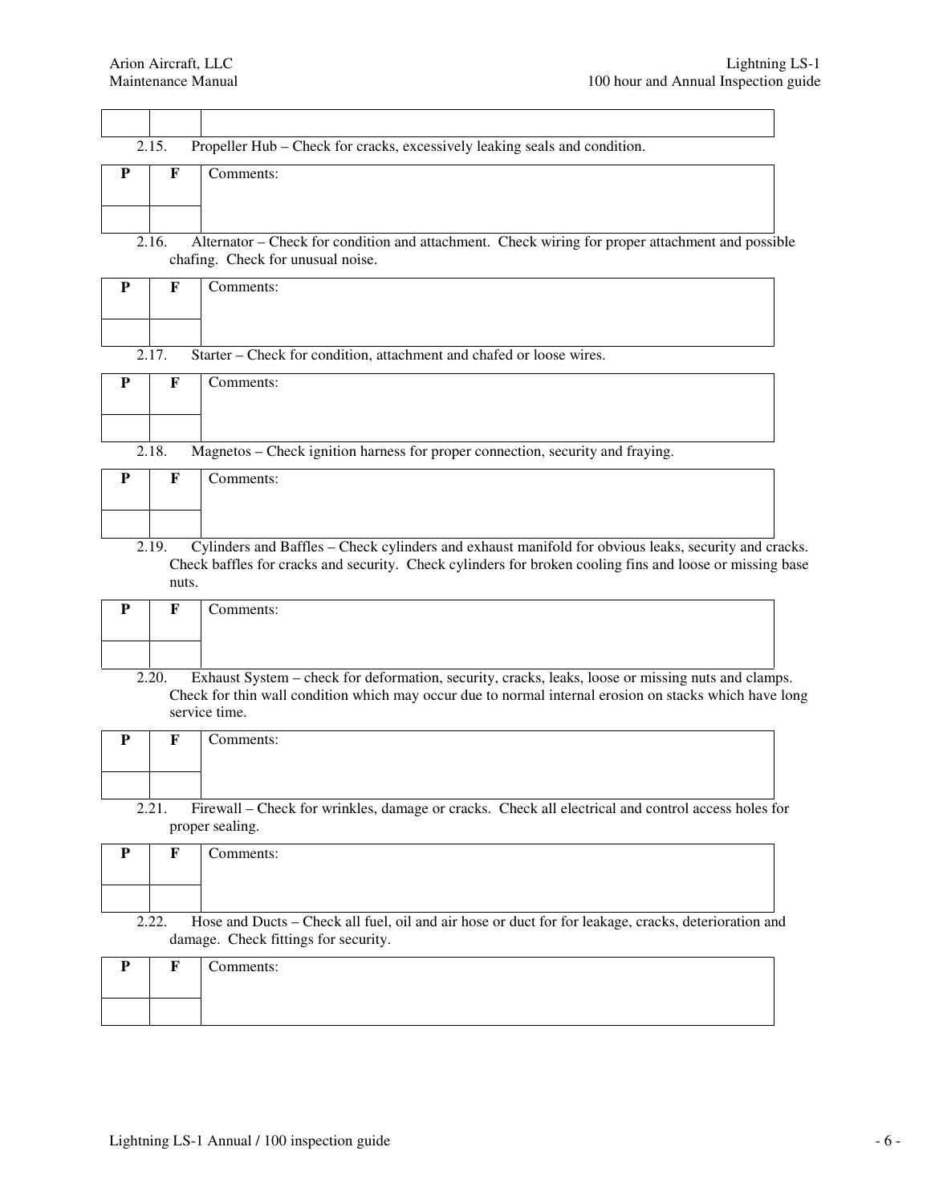| | | |
|---|---|---|

2.15. Propeller Hub – Check for cracks, excessively leaking seals and condition.

| P | F | Comments: |
|---|---|---|
| | | |

2.16. Alternator – Check for condition and attachment. Check wiring for proper attachment and possible chafing. Check for unusual noise.

| P | F | Comments: |
|---|---|---|
| | | |

2.17. Starter – Check for condition, attachment and chafed or loose wires.

| P | F | Comments: |
|---|---|---|
| | | |

2.18. Magnetos – Check ignition harness for proper connection, security and fraying.

| P | F | Comments: |
|---|---|---|
| | | |

2.19. Cylinders and Baffles – Check cylinders and exhaust manifold for obvious leaks, security and cracks. Check baffles for cracks and security. Check cylinders for broken cooling fins and loose or missing base nuts.

| P | F | Comments: |
|---|---|---|
| | | |

2.20. Exhaust System – check for deformation, security, cracks, leaks, loose or missing nuts and clamps. Check for thin wall condition which may occur due to normal internal erosion on stacks which have long service time.

| P | F | Comments: |
|---|---|---|
| | | |

2.21. Firewall – Check for wrinkles, damage or cracks. Check all electrical and control access holes for proper sealing.

| P | F | Comments: |
|---|---|---|
| | | |

2.22. Hose and Ducts – Check all fuel, oil and air hose or duct for for leakage, cracks, deterioration and damage. Check fittings for security.

| P | F | Comments: |
|---|---|---|
| | | |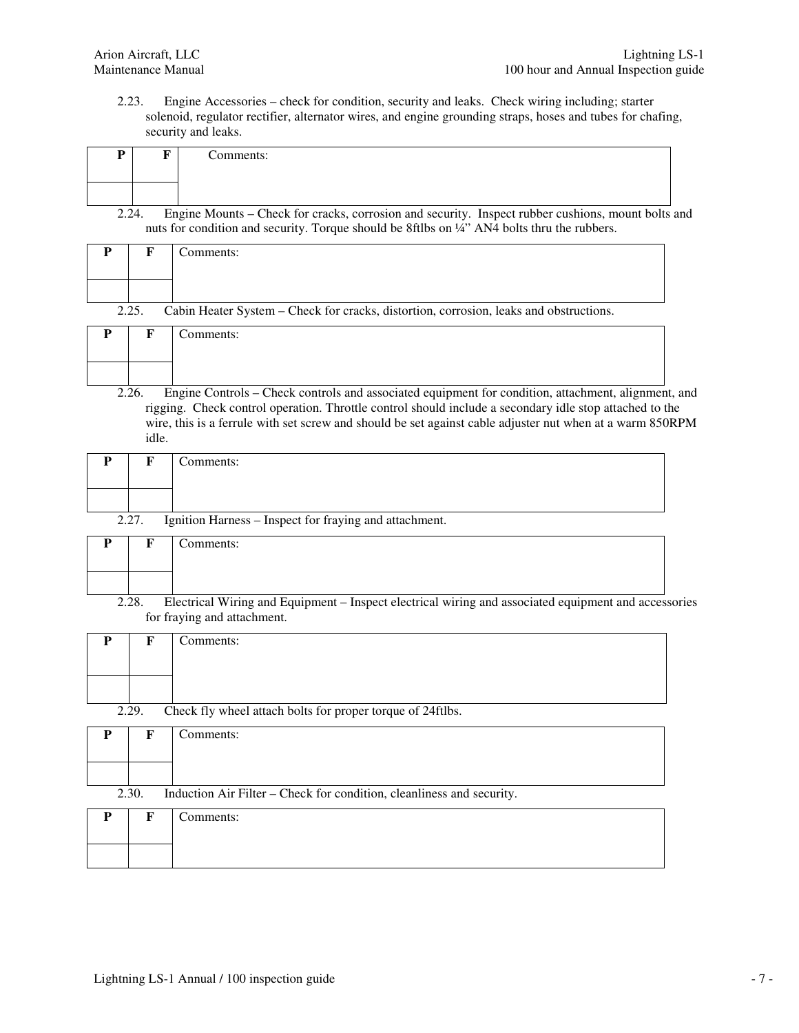2.23. Engine Accessories – check for condition, security and leaks. Check wiring including; starter solenoid, regulator rectifier, alternator wires, and engine grounding straps, hoses and tubes for chafing, security and leaks.

| P | F | Comments: |
|---|---|---|
| | | |

2.24. Engine Mounts – Check for cracks, corrosion and security. Inspect rubber cushions, mount bolts and nuts for condition and security. Torque should be 8ftlbs on ¼" AN4 bolts thru the rubbers.

| P | F | Comments: |
|---|---|---|
| | | |

2.25. Cabin Heater System – Check for cracks, distortion, corrosion, leaks and obstructions.

| P | F | Comments: |
|---|---|---|
| | | |

2.26. Engine Controls – Check controls and associated equipment for condition, attachment, alignment, and rigging. Check control operation. Throttle control should include a secondary idle stop attached to the wire, this is a ferrule with set screw and should be set against cable adjuster nut when at a warm 850RPM idle.

| P | F | Comments: |
|---|---|---|
| | | |

2.27. Ignition Harness – Inspect for fraying and attachment.

| P | F | Comments: |
|---|---|---|
| | | |

2.28. Electrical Wiring and Equipment – Inspect electrical wiring and associated equipment and accessories for fraying and attachment.

| P | F | Comments: |
|---|---|---|
| | | |

2.29. Check fly wheel attach bolts for proper torque of 24ftlbs.

| P | F | Comments: |
|---|---|---|
| | | |

2.30. Induction Air Filter – Check for condition, cleanliness and security.

| P | F | Comments: |
|---|---|---|
| | | |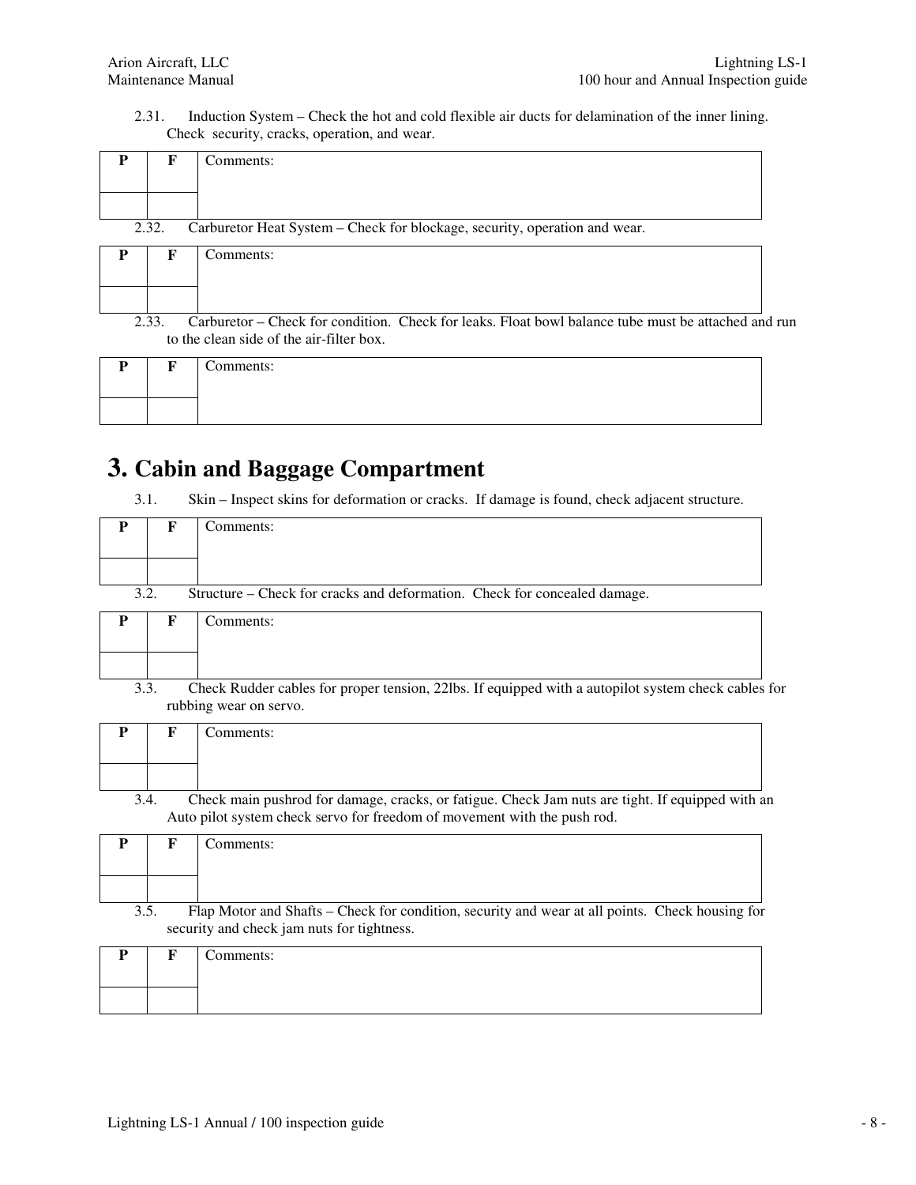2.31. Induction System – Check the hot and cold flexible air ducts for delamination of the inner lining. Check security, cracks, operation, and wear.

| P | F | Comments: |
|---|---|---|
| | | |

2.32. Carburetor Heat System – Check for blockage, security, operation and wear.

| P | F | Comments: |
|---|---|---|
| | | |

2.33. Carburetor – Check for condition. Check for leaks. Float bowl balance tube must be attached and run to the clean side of the air-filter box.

| P | F | Comments: |
|---|---|---|
| | | |

# 3. Cabin and Baggage Compartment

3.1. Skin – Inspect skins for deformation or cracks. If damage is found, check adjacent structure.

| P | F | Comments: |
|---|---|---|
| | | |

3.2. Structure – Check for cracks and deformation. Check for concealed damage.

| P | F | Comments: |
|---|---|---|
| | | |

3.3. Check Rudder cables for proper tension, 22lbs. If equipped with a autopilot system check cables for rubbing wear on servo.

| P | F | Comments: |
|---|---|---|
| | | |

3.4. Check main pushrod for damage, cracks, or fatigue. Check Jam nuts are tight. If equipped with an Auto pilot system check servo for freedom of movement with the push rod.

| P | F | Comments: |
|---|---|---|
| | | |

3.5. Flap Motor and Shafts – Check for condition, security and wear at all points. Check housing for security and check jam nuts for tightness.

| P | F | Comments: |
|---|---|---|
| | | |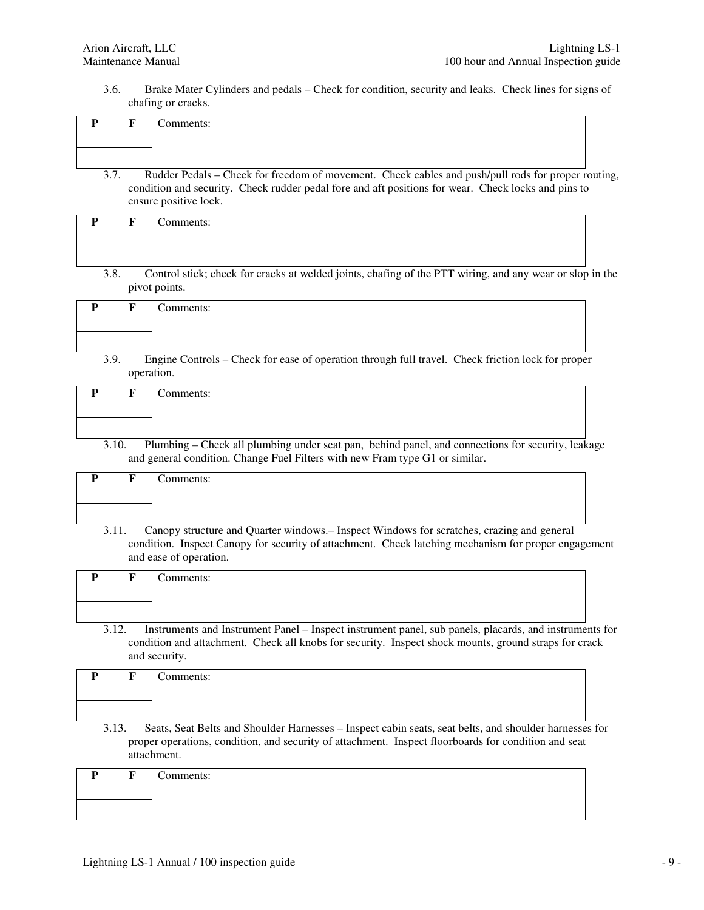3.6. Brake Mater Cylinders and pedals – Check for condition, security and leaks. Check lines for signs of chafing or cracks.

| P | F | Comments: |
|---|---|---|
| | | |

3.7. Rudder Pedals – Check for freedom of movement. Check cables and push/pull rods for proper routing, condition and security. Check rudder pedal fore and aft positions for wear. Check locks and pins to ensure positive lock.

| P | F | Comments: |
|---|---|---|
| | | |

3.8. Control stick; check for cracks at welded joints, chafing of the PTT wiring, and any wear or slop in the pivot points.

| P | F | Comments: |
|---|---|---|
| | | |

3.9. Engine Controls – Check for ease of operation through full travel. Check friction lock for proper operation.

| P | F | Comments: |
|---|---|---|
| | | |

3.10. Plumbing – Check all plumbing under seat pan, behind panel, and connections for security, leakage and general condition. Change Fuel Filters with new Fram type G1 or similar.

| P | F | Comments: |
|---|---|---|
| | | |

3.11. Canopy structure and Quarter windows.– Inspect Windows for scratches, crazing and general condition. Inspect Canopy for security of attachment. Check latching mechanism for proper engagement and ease of operation.

| P | F | Comments: |
|---|---|---|
| | | |

3.12. Instruments and Instrument Panel – Inspect instrument panel, sub panels, placards, and instruments for condition and attachment. Check all knobs for security. Inspect shock mounts, ground straps for crack and security.

| P | F | Comments: |
|---|---|---|
| | | |

3.13. Seats, Seat Belts and Shoulder Harnesses – Inspect cabin seats, seat belts, and shoulder harnesses for proper operations, condition, and security of attachment. Inspect floorboards for condition and seat attachment.

| P | F | Comments: |
|---|---|---|
| | | |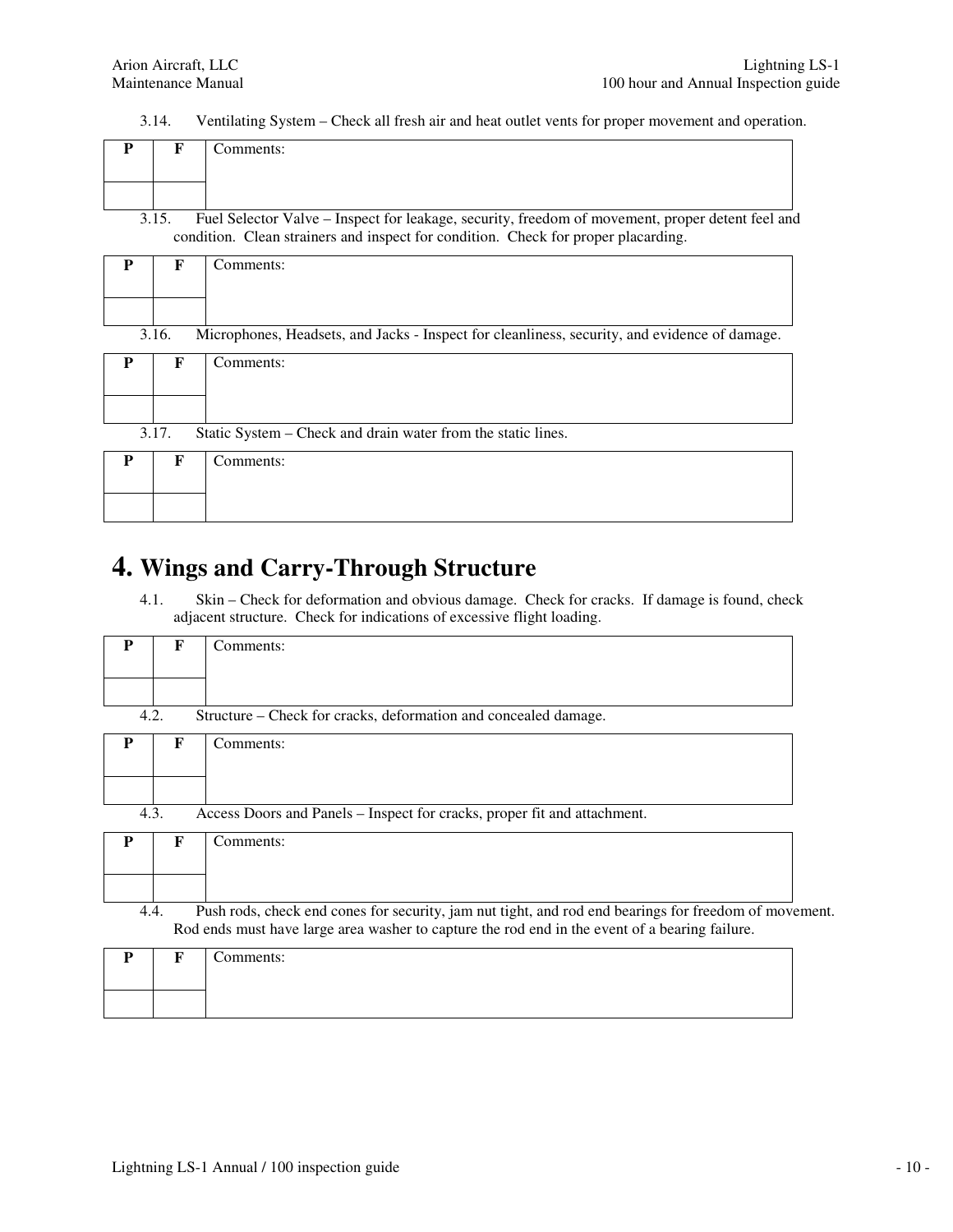3.14. Ventilating System – Check all fresh air and heat outlet vents for proper movement and operation.

| P | F | Comments: |
|---|---|---|
| | | |

3.15. Fuel Selector Valve – Inspect for leakage, security, freedom of movement, proper detent feel and condition. Clean strainers and inspect for condition. Check for proper placarding.

| P | F | Comments: |
|---|---|---|
| | | |

3.16. Microphones, Headsets, and Jacks - Inspect for cleanliness, security, and evidence of damage.

| P | F | Comments: |
|---|---|---|
| | | |

3.17. Static System – Check and drain water from the static lines.

| P | F | Comments: |
|---|---|---|
| | | |

# 4. Wings and Carry-Through Structure

4.1. Skin – Check for deformation and obvious damage. Check for cracks. If damage is found, check adjacent structure. Check for indications of excessive flight loading.

| P | F | Comments: |
|---|---|---|
| | | |

4.2. Structure – Check for cracks, deformation and concealed damage.

| P | F | Comments: |
|---|---|---|
| | | |

4.3. Access Doors and Panels – Inspect for cracks, proper fit and attachment.

| P | F | Comments: |
|---|---|---|
| | | |

4.4. Push rods, check end cones for security, jam nut tight, and rod end bearings for freedom of movement. Rod ends must have large area washer to capture the rod end in the event of a bearing failure.

| P | F | Comments: |
|---|---|---|
| | | |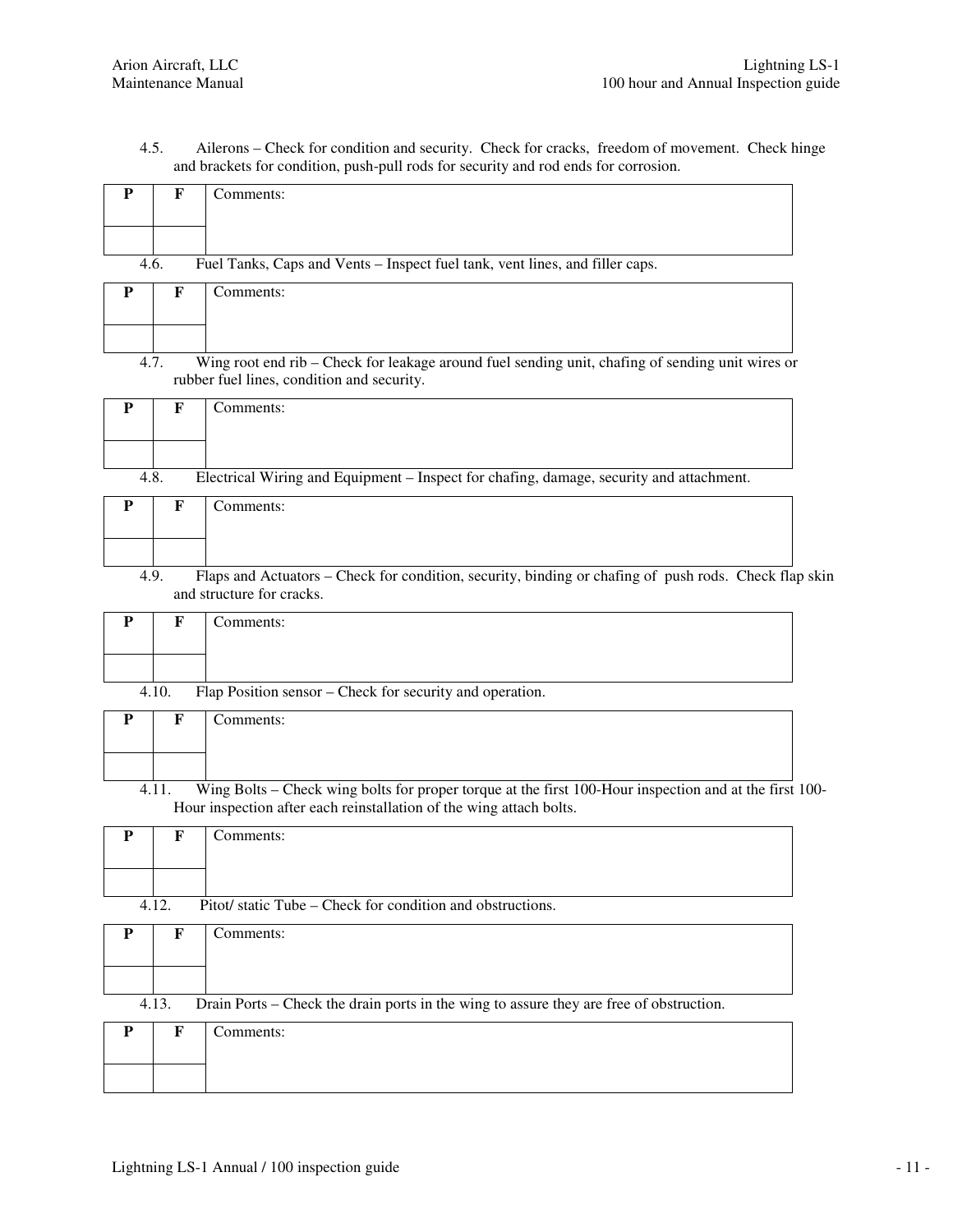4.5. Ailerons – Check for condition and security. Check for cracks, freedom of movement. Check hinge and brackets for condition, push-pull rods for security and rod ends for corrosion.

| P | F | Comments: |
|---|---|---|
| | | |

4.6. Fuel Tanks, Caps and Vents – Inspect fuel tank, vent lines, and filler caps.

| P | F | Comments: |
|---|---|---|
| | | |

4.7. Wing root end rib – Check for leakage around fuel sending unit, chafing of sending unit wires or rubber fuel lines, condition and security.

| P | F | Comments: |
|---|---|---|
| | | |

4.8. Electrical Wiring and Equipment – Inspect for chafing, damage, security and attachment.

| P | F | Comments: |
|---|---|---|
| | | |

4.9. Flaps and Actuators – Check for condition, security, binding or chafing of push rods. Check flap skin and structure for cracks.

| P | F | Comments: |
|---|---|---|
| | | |

4.10. Flap Position sensor – Check for security and operation.

| P | F | Comments: |
|---|---|---|
| | | |

4.11. Wing Bolts – Check wing bolts for proper torque at the first 100-Hour inspection and at the first 100-Hour inspection after each reinstallation of the wing attach bolts.

| P | F | Comments: |
|---|---|---|
| | | |

4.12. Pitot/ static Tube – Check for condition and obstructions.

| P | F | Comments: |
|---|---|---|
| | | |

4.13. Drain Ports – Check the drain ports in the wing to assure they are free of obstruction.

| P | F | Comments: |
|---|---|---|
| | | |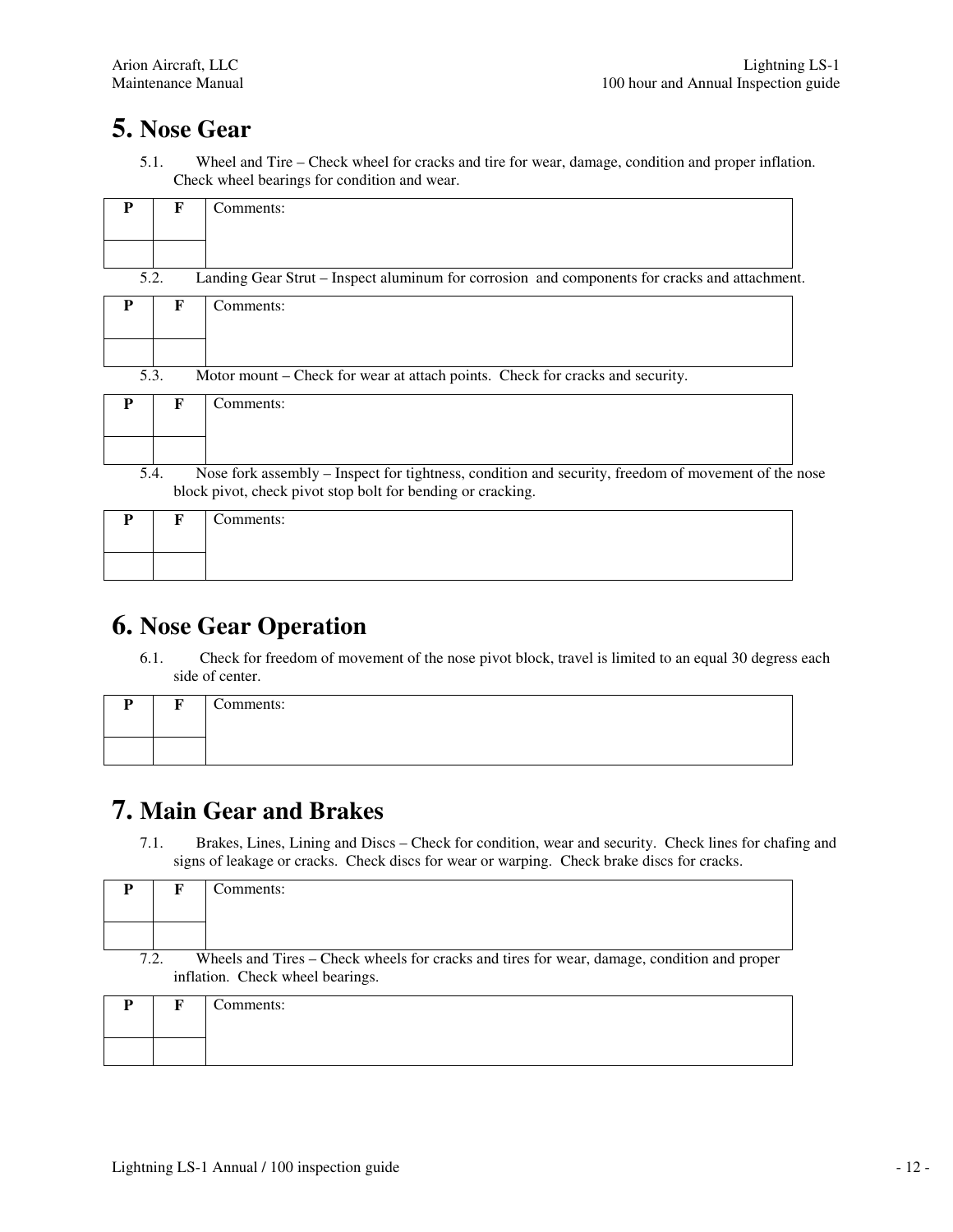# 5. Nose Gear

5.1. Wheel and Tire – Check wheel for cracks and tire for wear, damage, condition and proper inflation. Check wheel bearings for condition and wear.

| P | F | Comments: |
|---|---|---|
| | | |

5.2. Landing Gear Strut – Inspect aluminum for corrosion and components for cracks and attachment.

| P | F | Comments: |
|---|---|---|
| | | |

5.3. Motor mount – Check for wear at attach points. Check for cracks and security.

| P | F | Comments: |
|---|---|---|
| | | |

5.4. Nose fork assembly – Inspect for tightness, condition and security, freedom of movement of the nose block pivot, check pivot stop bolt for bending or cracking.

| P | F | Comments: |
|---|---|---|
| | | |

# 6. Nose Gear Operation

6.1. Check for freedom of movement of the nose pivot block, travel is limited to an equal 30 degress each side of center.

| P | F | Comments: |
|---|---|---|
| | | |

# 7. Main Gear and Brakes

7.1. Brakes, Lines, Lining and Discs – Check for condition, wear and security. Check lines for chafing and signs of leakage or cracks. Check discs for wear or warping. Check brake discs for cracks.

| P | F | Comments: |
|---|---|---|
| | | |

7.2. Wheels and Tires – Check wheels for cracks and tires for wear, damage, condition and proper inflation. Check wheel bearings.

| P | F | Comments: |
|---|---|---|
| | | |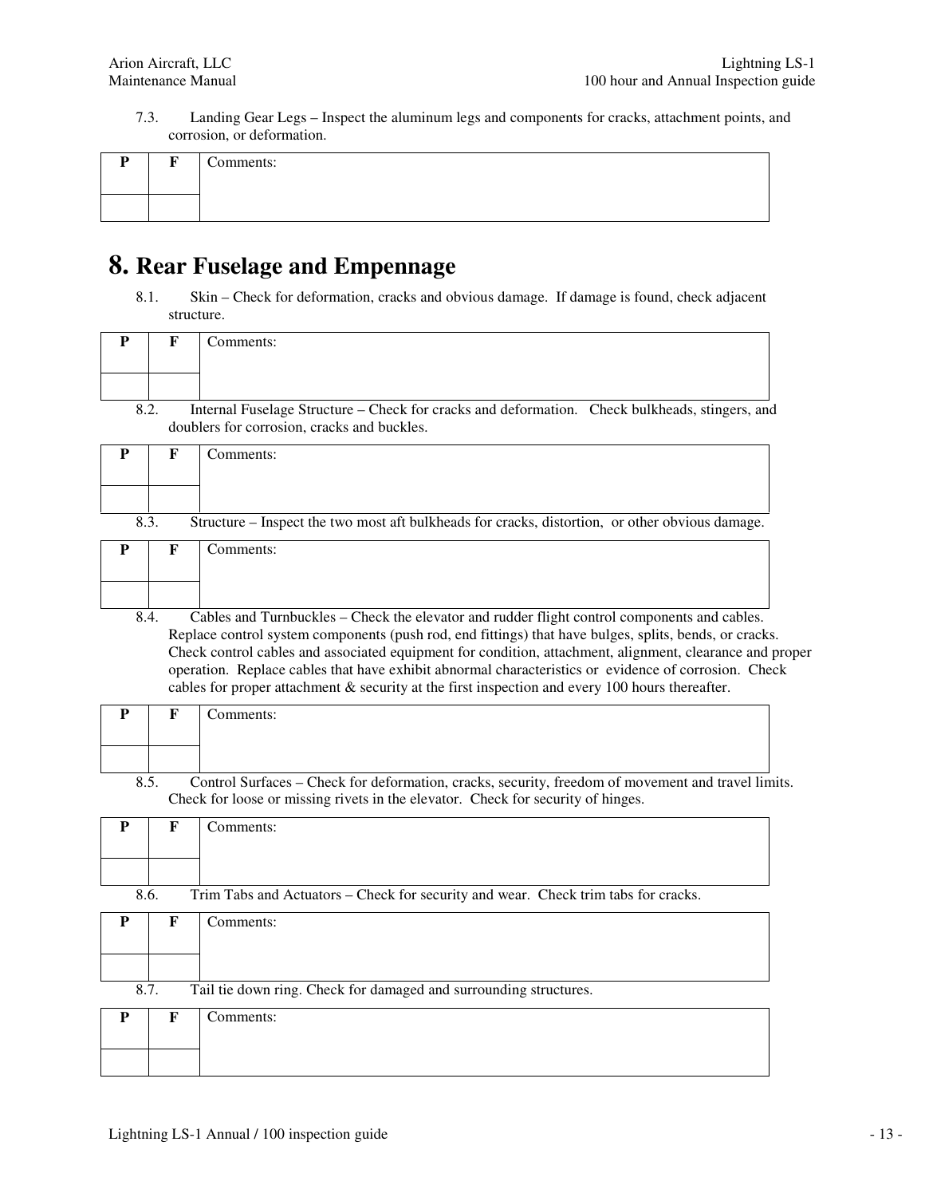7.3. Landing Gear Legs – Inspect the aluminum legs and components for cracks, attachment points, and corrosion, or deformation.

| P | F | Comments: |
|---|---|---|
| | | |

# 8. Rear Fuselage and Empennage

8.1. Skin – Check for deformation, cracks and obvious damage. If damage is found, check adjacent structure.

| P | F | Comments: |
|---|---|---|
| | | |

8.2. Internal Fuselage Structure – Check for cracks and deformation. Check bulkheads, stingers, and doublers for corrosion, cracks and buckles.

| P | F | Comments: |
|---|---|---|
| | | |

8.3. Structure – Inspect the two most aft bulkheads for cracks, distortion, or other obvious damage.

| P | F | Comments: |
|---|---|---|
| | | |

8.4. Cables and Turnbuckles – Check the elevator and rudder flight control components and cables. Replace control system components (push rod, end fittings) that have bulges, splits, bends, or cracks. Check control cables and associated equipment for condition, attachment, alignment, clearance and proper operation. Replace cables that have exhibit abnormal characteristics or evidence of corrosion. Check cables for proper attachment & security at the first inspection and every 100 hours thereafter.

| P | F | Comments: |
|---|---|---|
| | | |

8.5. Control Surfaces – Check for deformation, cracks, security, freedom of movement and travel limits. Check for loose or missing rivets in the elevator. Check for security of hinges.

| P | F | Comments: |
|---|---|---|
| | | |

8.6. Trim Tabs and Actuators – Check for security and wear. Check trim tabs for cracks.

| P | F | Comments: |
|---|---|---|
| | | |

8.7. Tail tie down ring. Check for damaged and surrounding structures.

| P | F | Comments: |
|---|---|---|
| | | |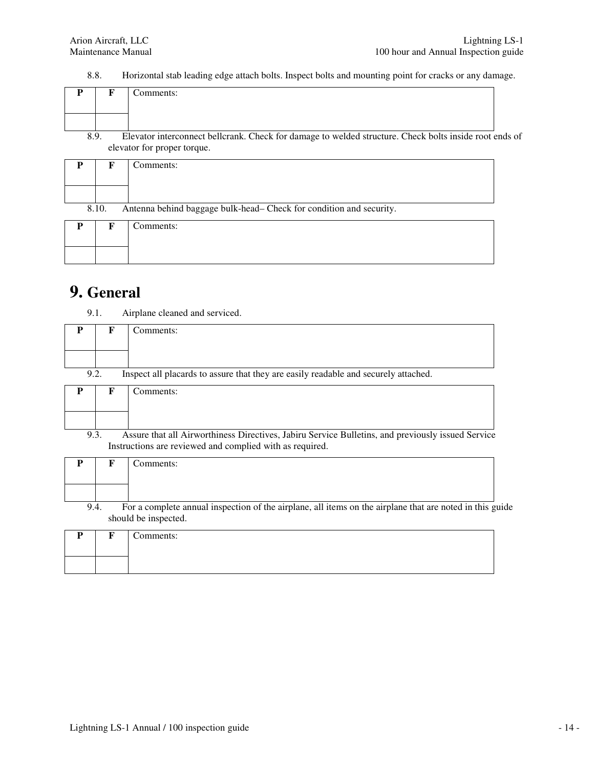8.8. Horizontal stab leading edge attach bolts. Inspect bolts and mounting point for cracks or any damage.

| P | F | Comments: |
|---|---|---|
| | | |

8.9. Elevator interconnect bellcrank. Check for damage to welded structure. Check bolts inside root ends of elevator for proper torque.

| P | F | Comments: |
|---|---|---|
| | | |

8.10. Antenna behind baggage bulk-head– Check for condition and security.

| P | F | Comments: |
|---|---|---|
| | | |

# 9. General

9.1. Airplane cleaned and serviced.

| P | F | Comments: |
|---|---|---|
| | | |

9.2. Inspect all placards to assure that they are easily readable and securely attached.

| P | F | Comments: |
|---|---|---|
| | | |

9.3. Assure that all Airworthiness Directives, Jabiru Service Bulletins, and previously issued Service Instructions are reviewed and complied with as required.

| P | F | Comments: |
|---|---|---|
| | | |

9.4. For a complete annual inspection of the airplane, all items on the airplane that are noted in this guide should be inspected.

| P | F | Comments: |
|---|---|---|
| | | |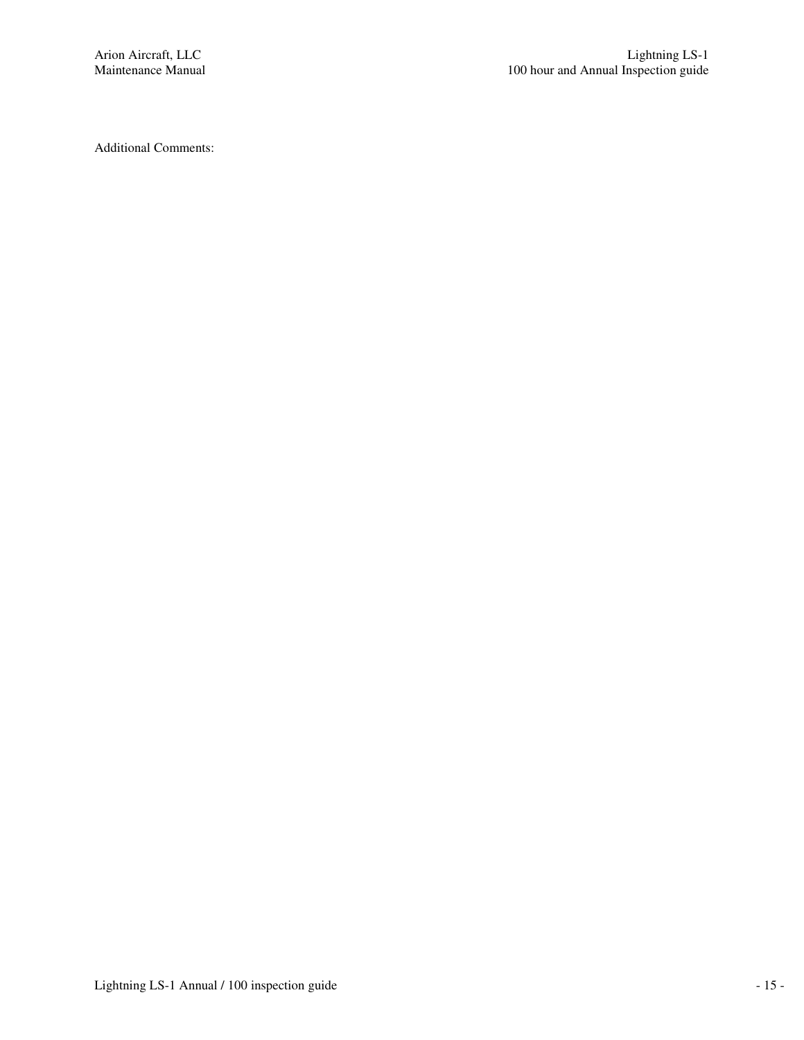Additional Comments: